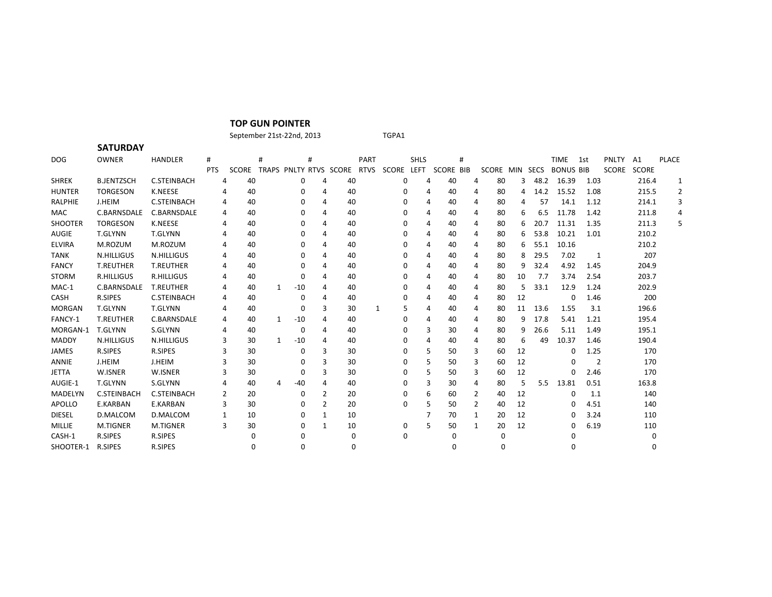## TOP GUN POINTER

September 21st-22nd, 2013 TGPA1

### SATURDAY

| DOG | OWNER | HANDLER | # PTS | SCORE | # TRAPS | PNLTY | # RTVS | SCORE | PART RTVS | SCORE | SHLS LEFT | SCORE | # BIB | SCORE | MIN | SECS | TIME BONUS | 1st BIB | PNLTY SCORE | A1 SCORE | PLACE |
|---|---|---|---|---|---|---|---|---|---|---|---|---|---|---|---|---|---|---|---|---|---|
| SHREK | B.JENTZSCH | C.STEINBACH | 4 | 40 | | 0 | 4 | 40 | | 0 | 4 | 40 | 4 | 80 | 3 | 48.2 | 16.39 | 1.03 | | 216.4 | 1 |
| HUNTER | TORGESON | K.NEESE | 4 | 40 | | 0 | 4 | 40 | | 0 | 4 | 40 | 4 | 80 | 4 | 14.2 | 15.52 | 1.08 | | 215.5 | 2 |
| RALPHIE | J.HEIM | C.STEINBACH | 4 | 40 | | 0 | 4 | 40 | | 0 | 4 | 40 | 4 | 80 | 4 | 57 | 14.1 | 1.12 | | 214.1 | 3 |
| MAC | C.BARNSDALE | C.BARNSDALE | 4 | 40 | | 0 | 4 | 40 | | 0 | 4 | 40 | 4 | 80 | 6 | 6.5 | 11.78 | 1.42 | | 211.8 | 4 |
| SHOOTER | TORGESON | K.NEESE | 4 | 40 | | 0 | 4 | 40 | | 0 | 4 | 40 | 4 | 80 | 6 | 20.7 | 11.31 | 1.35 | | 211.3 | 5 |
| AUGIE | T.GLYNN | T.GLYNN | 4 | 40 | | 0 | 4 | 40 | | 0 | 4 | 40 | 4 | 80 | 6 | 53.8 | 10.21 | 1.01 | | 210.2 | |
| ELVIRA | M.ROZUM | M.ROZUM | 4 | 40 | | 0 | 4 | 40 | | 0 | 4 | 40 | 4 | 80 | 6 | 55.1 | 10.16 | | | 210.2 | |
| TANK | N.HILLIGUS | N.HILLIGUS | 4 | 40 | | 0 | 4 | 40 | | 0 | 4 | 40 | 4 | 80 | 8 | 29.5 | 7.02 | 1 | | 207 | |
| FANCY | T.REUTHER | T.REUTHER | 4 | 40 | | 0 | 4 | 40 | | 0 | 4 | 40 | 4 | 80 | 9 | 32.4 | 4.92 | 1.45 | | 204.9 | |
| STORM | R.HILLIGUS | R.HILLIGUS | 4 | 40 | | 0 | 4 | 40 | | 0 | 4 | 40 | 4 | 80 | 10 | 7.7 | 3.74 | 2.54 | | 203.7 | |
| MAC-1 | C.BARNSDALE | T.REUTHER | 4 | 40 | 1 | -10 | 4 | 40 | | 0 | 4 | 40 | 4 | 80 | 5 | 33.1 | 12.9 | 1.24 | | 202.9 | |
| CASH | R.SIPES | C.STEINBACH | 4 | 40 | | 0 | 4 | 40 | | 0 | 4 | 40 | 4 | 80 | 12 | | 0 | 1.46 | | 200 | |
| MORGAN | T.GLYNN | T.GLYNN | 4 | 40 | | 0 | 3 | 30 | 1 | 5 | 4 | 40 | 4 | 80 | 11 | 13.6 | 1.55 | 3.1 | | 196.6 | |
| FANCY-1 | T.REUTHER | C.BARNSDALE | 4 | 40 | 1 | -10 | 4 | 40 | | 0 | 4 | 40 | 4 | 80 | 9 | 17.8 | 5.41 | 1.21 | | 195.4 | |
| MORGAN-1 | T.GLYNN | S.GLYNN | 4 | 40 | | 0 | 4 | 40 | | 0 | 3 | 30 | 4 | 80 | 9 | 26.6 | 5.11 | 1.49 | | 195.1 | |
| MADDY | N.HILLIGUS | N.HILLIGUS | 3 | 30 | 1 | -10 | 4 | 40 | | 0 | 4 | 40 | 4 | 80 | 6 | 49 | 10.37 | 1.46 | | 190.4 | |
| JAMES | R.SIPES | R.SIPES | 3 | 30 | | 0 | 3 | 30 | | 0 | 5 | 50 | 3 | 60 | 12 | | 0 | 1.25 | | 170 | |
| ANNIE | J.HEIM | J.HEIM | 3 | 30 | | 0 | 3 | 30 | | 0 | 5 | 50 | 3 | 60 | 12 | | 0 | 2 | | 170 | |
| JETTA | W.ISNER | W.ISNER | 3 | 30 | | 0 | 3 | 30 | | 0 | 5 | 50 | 3 | 60 | 12 | | 0 | 2.46 | | 170 | |
| AUGIE-1 | T.GLYNN | S.GLYNN | 4 | 40 | 4 | -40 | 4 | 40 | | 0 | 3 | 30 | 4 | 80 | 5 | 5.5 | 13.81 | 0.51 | | 163.8 | |
| MADELYN | C.STEINBACH | C.STEINBACH | 2 | 20 | | 0 | 2 | 20 | | 0 | 6 | 60 | 2 | 40 | 12 | | 0 | 1.1 | | 140 | |
| APOLLO | E.KARBAN | E.KARBAN | 3 | 30 | | 0 | 2 | 20 | | 0 | 5 | 50 | 2 | 40 | 12 | | 0 | 4.51 | | 140 | |
| DIESEL | D.MALCOM | D.MALCOM | 1 | 10 | | 0 | 1 | 10 | | | 7 | 70 | 1 | 20 | 12 | | 0 | 3.24 | | 110 | |
| MILLIE | M.TIGNER | M.TIGNER | 3 | 30 | | 0 | 1 | 10 | | 0 | 5 | 50 | 1 | 20 | 12 | | 0 | 6.19 | | 110 | |
| CASH-1 | R.SIPES | R.SIPES | | 0 | | 0 | | 0 | | 0 | | 0 | | 0 | | | 0 | | | 0 | |
| SHOOTER-1 | R.SIPES | R.SIPES | | 0 | | 0 | | 0 | | | | 0 | | 0 | | | 0 | | | 0 | |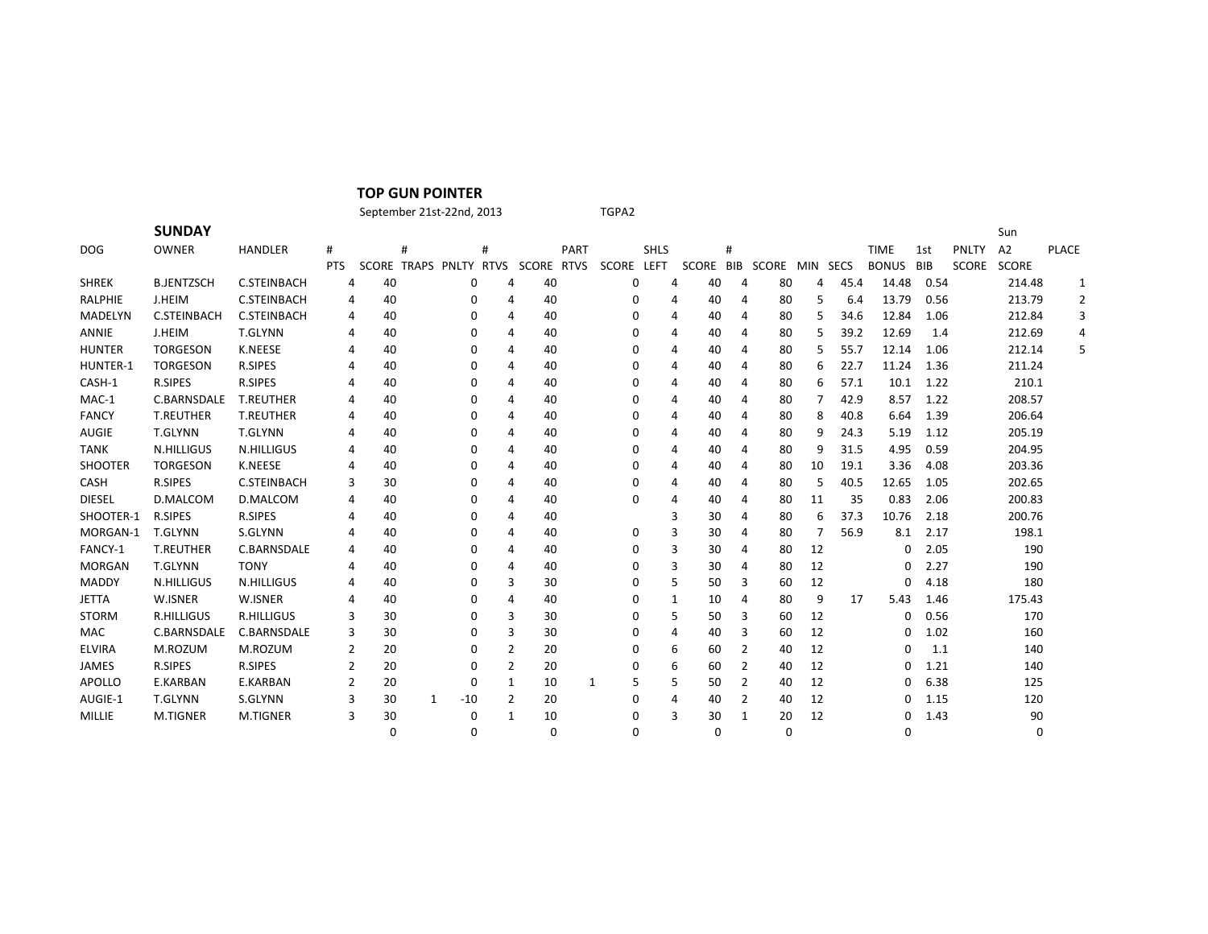**TOP GUN POINTER**

September 21st-22nd, 2013 TGPA2

## SUNDAY

| DOG | OWNER | HANDLER | # | | # | | # | | PART | | SHLS | | # | | | | TIME | 1st | PNLTY | Sun A2 | PLACE |
|---|---|---|---|---|---|---|---|---|---|---|---|---|---|---|---|---|---|---|---|---|---|
| | | | PTS | SCORE | TRAPS | PNLTY | RTVS | SCORE | RTVS | SCORE | LEFT | SCORE | BIB | SCORE | MIN | SECS | BONUS | BIB | SCORE | SCORE | |
| SHREK | B.JENTZSCH | C.STEINBACH | 4 | 40 | | 0 | 4 | 40 | | 0 | 4 | 40 | 4 | 80 | 4 | 45.4 | 14.48 | 0.54 | | 214.48 | 1 |
| RALPHIE | J.HEIM | C.STEINBACH | 4 | 40 | | 0 | 4 | 40 | | 0 | 4 | 40 | 4 | 80 | 5 | 6.4 | 13.79 | 0.56 | | 213.79 | 2 |
| MADELYN | C.STEINBACH | C.STEINBACH | 4 | 40 | | 0 | 4 | 40 | | 0 | 4 | 40 | 4 | 80 | 5 | 34.6 | 12.84 | 1.06 | | 212.84 | 3 |
| ANNIE | J.HEIM | T.GLYNN | 4 | 40 | | 0 | 4 | 40 | | 0 | 4 | 40 | 4 | 80 | 5 | 39.2 | 12.69 | 1.4 | | 212.69 | 4 |
| HUNTER | TORGESON | K.NEESE | 4 | 40 | | 0 | 4 | 40 | | 0 | 4 | 40 | 4 | 80 | 5 | 55.7 | 12.14 | 1.06 | | 212.14 | 5 |
| HUNTER-1 | TORGESON | R.SIPES | 4 | 40 | | 0 | 4 | 40 | | 0 | 4 | 40 | 4 | 80 | 6 | 22.7 | 11.24 | 1.36 | | 211.24 | |
| CASH-1 | R.SIPES | R.SIPES | 4 | 40 | | 0 | 4 | 40 | | 0 | 4 | 40 | 4 | 80 | 6 | 57.1 | 10.1 | 1.22 | | 210.1 | |
| MAC-1 | C.BARNSDALE | T.REUTHER | 4 | 40 | | 0 | 4 | 40 | | 0 | 4 | 40 | 4 | 80 | 7 | 42.9 | 8.57 | 1.22 | | 208.57 | |
| FANCY | T.REUTHER | T.REUTHER | 4 | 40 | | 0 | 4 | 40 | | 0 | 4 | 40 | 4 | 80 | 8 | 40.8 | 6.64 | 1.39 | | 206.64 | |
| AUGIE | T.GLYNN | T.GLYNN | 4 | 40 | | 0 | 4 | 40 | | 0 | 4 | 40 | 4 | 80 | 9 | 24.3 | 5.19 | 1.12 | | 205.19 | |
| TANK | N.HILLIGUS | N.HILLIGUS | 4 | 40 | | 0 | 4 | 40 | | 0 | 4 | 40 | 4 | 80 | 9 | 31.5 | 4.95 | 0.59 | | 204.95 | |
| SHOOTER | TORGESON | K.NEESE | 4 | 40 | | 0 | 4 | 40 | | 0 | 4 | 40 | 4 | 80 | 10 | 19.1 | 3.36 | 4.08 | | 203.36 | |
| CASH | R.SIPES | C.STEINBACH | 3 | 30 | | 0 | 4 | 40 | | 0 | 4 | 40 | 4 | 80 | 5 | 40.5 | 12.65 | 1.05 | | 202.65 | |
| DIESEL | D.MALCOM | D.MALCOM | 4 | 40 | | 0 | 4 | 40 | | 0 | 4 | 40 | 4 | 80 | 11 | 35 | 0.83 | 2.06 | | 200.83 | |
| SHOOTER-1 | R.SIPES | R.SIPES | 4 | 40 | | 0 | 4 | 40 | | | 3 | 30 | 4 | 80 | 6 | 37.3 | 10.76 | 2.18 | | 200.76 | |
| MORGAN-1 | T.GLYNN | S.GLYNN | 4 | 40 | | 0 | 4 | 40 | | 0 | 3 | 30 | 4 | 80 | 7 | 56.9 | 8.1 | 2.17 | | 198.1 | |
| FANCY-1 | T.REUTHER | C.BARNSDALE | 4 | 40 | | 0 | 4 | 40 | | 0 | 3 | 30 | 4 | 80 | 12 | | 0 | 2.05 | | 190 | |
| MORGAN | T.GLYNN | TONY | 4 | 40 | | 0 | 4 | 40 | | 0 | 3 | 30 | 4 | 80 | 12 | | 0 | 2.27 | | 190 | |
| MADDY | N.HILLIGUS | N.HILLIGUS | 4 | 40 | | 0 | 3 | 30 | | 0 | 5 | 50 | 3 | 60 | 12 | | 0 | 4.18 | | 180 | |
| JETTA | W.ISNER | W.ISNER | 4 | 40 | | 0 | 4 | 40 | | 0 | 1 | 10 | 4 | 80 | 9 | 17 | 5.43 | 1.46 | | 175.43 | |
| STORM | R.HILLIGUS | R.HILLIGUS | 3 | 30 | | 0 | 3 | 30 | | 0 | 5 | 50 | 3 | 60 | 12 | | 0 | 0.56 | | 170 | |
| MAC | C.BARNSDALE | C.BARNSDALE | 3 | 30 | | 0 | 3 | 30 | | 0 | 4 | 40 | 3 | 60 | 12 | | 0 | 1.02 | | 160 | |
| ELVIRA | M.ROZUM | M.ROZUM | 2 | 20 | | 0 | 2 | 20 | | 0 | 6 | 60 | 2 | 40 | 12 | | 0 | 1.1 | | 140 | |
| JAMES | R.SIPES | R.SIPES | 2 | 20 | | 0 | 2 | 20 | | 0 | 6 | 60 | 2 | 40 | 12 | | 0 | 1.21 | | 140 | |
| APOLLO | E.KARBAN | E.KARBAN | 2 | 20 | | 0 | 1 | 10 | 1 | 5 | 5 | 50 | 2 | 40 | 12 | | 0 | 6.38 | | 125 | |
| AUGIE-1 | T.GLYNN | S.GLYNN | 3 | 30 | 1 | -10 | 2 | 20 | | 0 | 4 | 40 | 2 | 40 | 12 | | 0 | 1.15 | | 120 | |
| MILLIE | M.TIGNER | M.TIGNER | 3 | 30 | | 0 | 1 | 10 | | 0 | 3 | 30 | 1 | 20 | 12 | | 0 | 1.43 | | 90 | |
| | | | | 0 | | 0 | | 0 | | 0 | | 0 | | 0 | | | 0 | | | 0 | |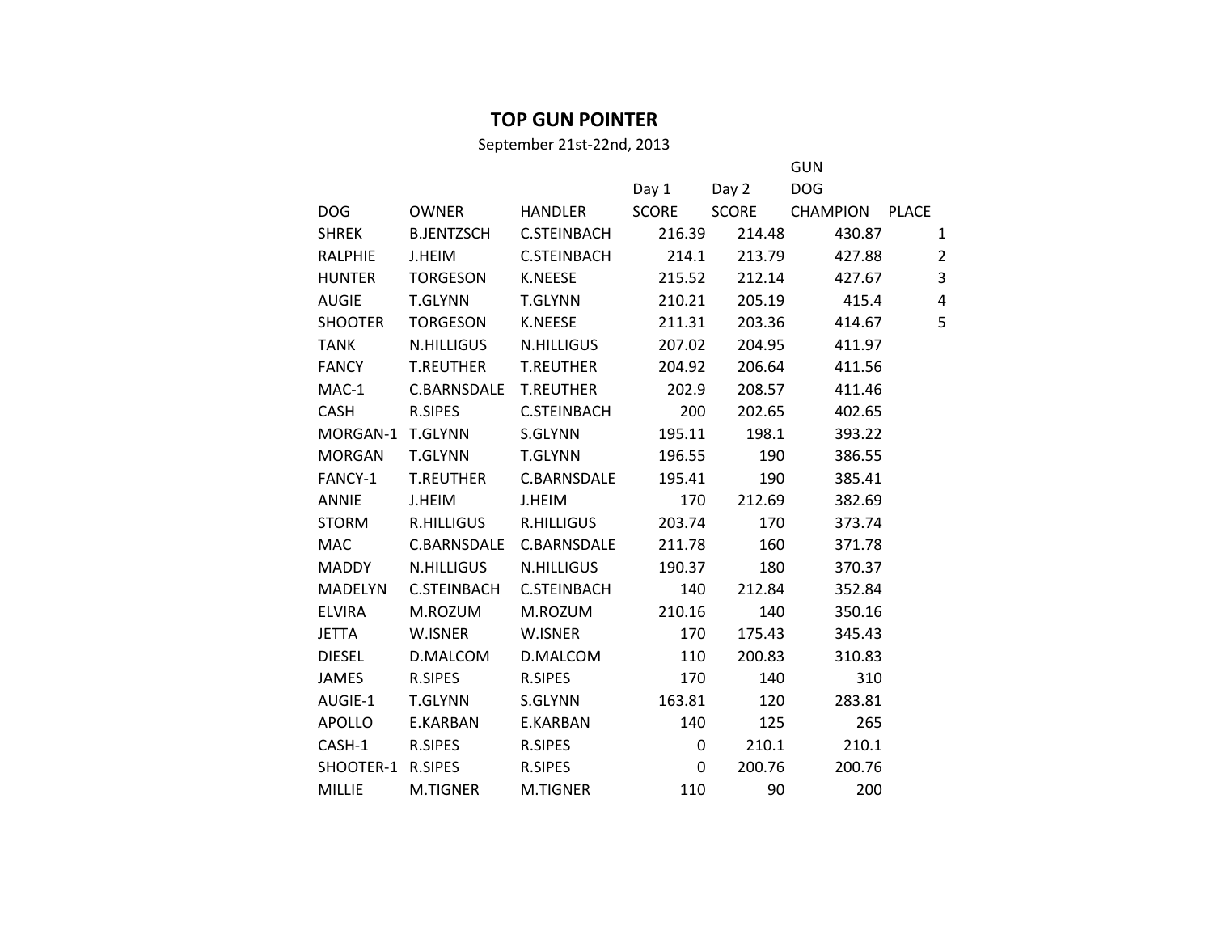## TOP GUN POINTER

September 21st-22nd, 2013

| DOG | OWNER | HANDLER | Day 1 SCORE | Day 2 SCORE | GUN DOG CHAMPION | PLACE |
|---|---|---|---|---|---|---|
| SHREK | B.JENTZSCH | C.STEINBACH | 216.39 | 214.48 | 430.87 | 1 |
| RALPHIE | J.HEIM | C.STEINBACH | 214.1 | 213.79 | 427.88 | 2 |
| HUNTER | TORGESON | K.NEESE | 215.52 | 212.14 | 427.67 | 3 |
| AUGIE | T.GLYNN | T.GLYNN | 210.21 | 205.19 | 415.4 | 4 |
| SHOOTER | TORGESON | K.NEESE | 211.31 | 203.36 | 414.67 | 5 |
| TANK | N.HILLIGUS | N.HILLIGUS | 207.02 | 204.95 | 411.97 | |
| FANCY | T.REUTHER | T.REUTHER | 204.92 | 206.64 | 411.56 | |
| MAC-1 | C.BARNSDALE | T.REUTHER | 202.9 | 208.57 | 411.46 | |
| CASH | R.SIPES | C.STEINBACH | 200 | 202.65 | 402.65 | |
| MORGAN-1 | T.GLYNN | S.GLYNN | 195.11 | 198.1 | 393.22 | |
| MORGAN | T.GLYNN | T.GLYNN | 196.55 | 190 | 386.55 | |
| FANCY-1 | T.REUTHER | C.BARNSDALE | 195.41 | 190 | 385.41 | |
| ANNIE | J.HEIM | J.HEIM | 170 | 212.69 | 382.69 | |
| STORM | R.HILLIGUS | R.HILLIGUS | 203.74 | 170 | 373.74 | |
| MAC | C.BARNSDALE | C.BARNSDALE | 211.78 | 160 | 371.78 | |
| MADDY | N.HILLIGUS | N.HILLIGUS | 190.37 | 180 | 370.37 | |
| MADELYN | C.STEINBACH | C.STEINBACH | 140 | 212.84 | 352.84 | |
| ELVIRA | M.ROZUM | M.ROZUM | 210.16 | 140 | 350.16 | |
| JETTA | W.ISNER | W.ISNER | 170 | 175.43 | 345.43 | |
| DIESEL | D.MALCOM | D.MALCOM | 110 | 200.83 | 310.83 | |
| JAMES | R.SIPES | R.SIPES | 170 | 140 | 310 | |
| AUGIE-1 | T.GLYNN | S.GLYNN | 163.81 | 120 | 283.81 | |
| APOLLO | E.KARBAN | E.KARBAN | 140 | 125 | 265 | |
| CASH-1 | R.SIPES | R.SIPES | 0 | 210.1 | 210.1 | |
| SHOOTER-1 | R.SIPES | R.SIPES | 0 | 200.76 | 200.76 | |
| MILLIE | M.TIGNER | M.TIGNER | 110 | 90 | 200 | |